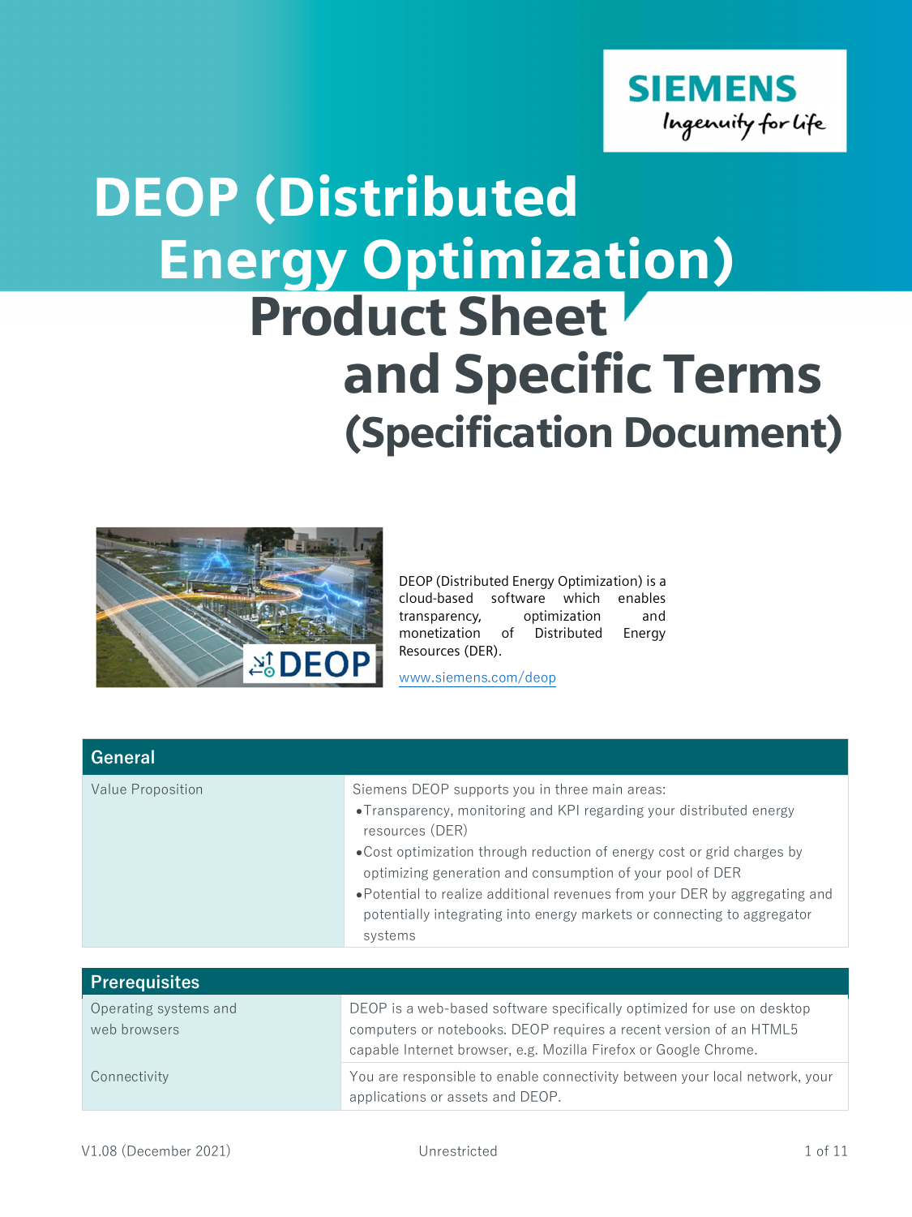# DEOP (Distributed Energy Optimization) Product Sheet and Specific Terms (Specification Document)

DEOP (Distributed Energy Optimization) is a cloud-based software which enables transparency, optimization and monetization of Distributed Energy Resources (DER).

www.siemens.com/deop

| General | |
|---|---|
| Value Proposition | Siemens DEOP supports you in three main areas:<br>• Transparency, monitoring and KPI regarding your distributed energy resources (DER)<br>• Cost optimization through reduction of energy cost or grid charges by optimizing generation and consumption of your pool of DER<br>• Potential to realize additional revenues from your DER by aggregating and potentially integrating into energy markets or connecting to aggregator systems |

| Prerequisites | |
|---|---|
| Operating systems and web browsers | DEOP is a web-based software specifically optimized for use on desktop computers or notebooks. DEOP requires a recent version of an HTML5 capable Internet browser, e.g. Mozilla Firefox or Google Chrome. |
| Connectivity | You are responsible to enable connectivity between your local network, your applications or assets and DEOP. |

V1.08 (December 2021) Unrestricted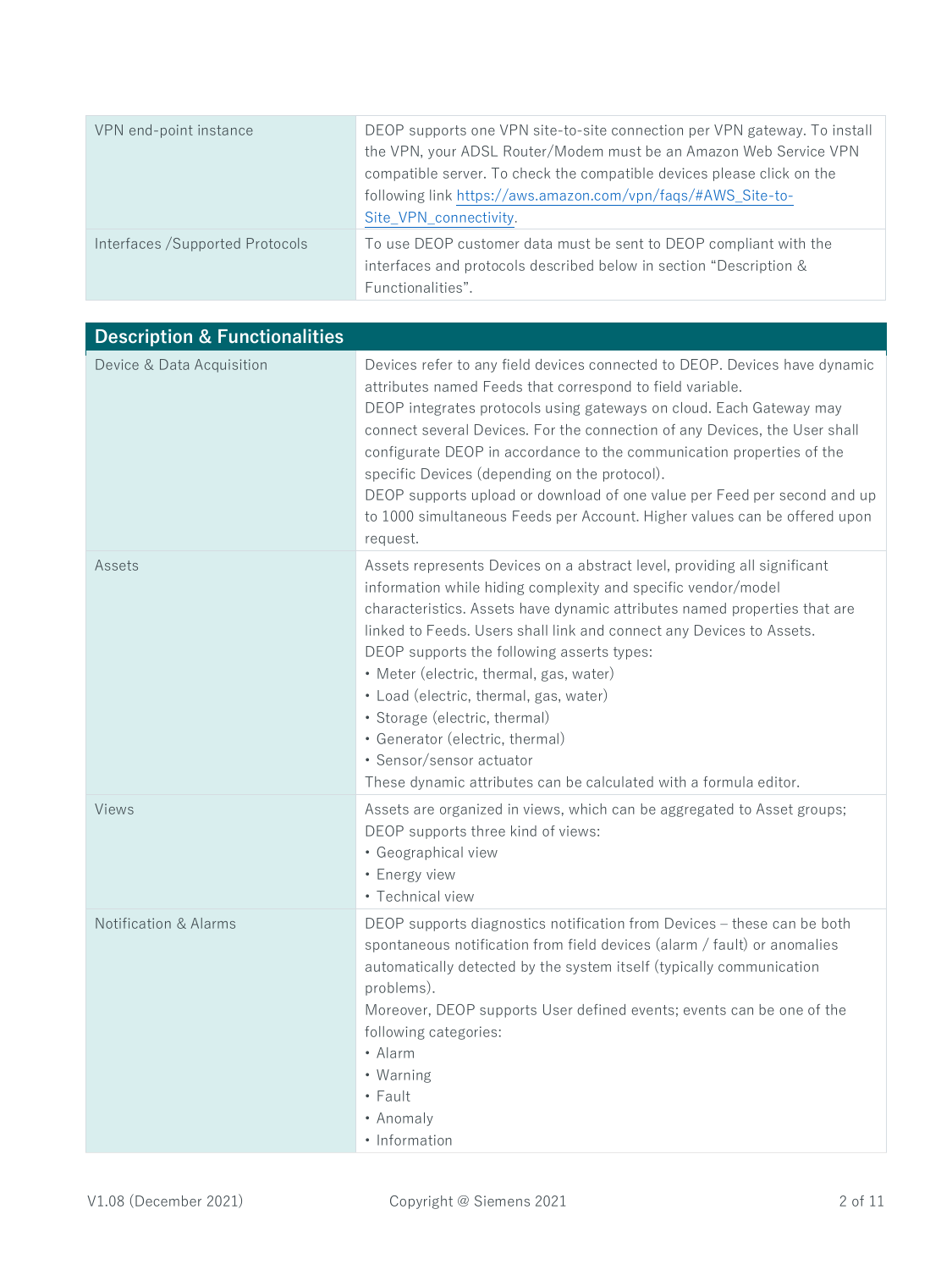| | |
|---|---|
| VPN end-point instance | DEOP supports one VPN site-to-site connection per VPN gateway. To install the VPN, your ADSL Router/Modem must be an Amazon Web Service VPN compatible server. To check the compatible devices please click on the following link [https://aws.amazon.com/vpn/faqs/#AWS_Site-to-Site_VPN_connectivity](https://aws.amazon.com/vpn/faqs/#AWS_Site-to-Site_VPN_connectivity). |
| Interfaces /Supported Protocols | To use DEOP customer data must be sent to DEOP compliant with the interfaces and protocols described below in section "Description & Functionalities". |

| Description & Functionalities | |
|---|---|
| Device & Data Acquisition | Devices refer to any field devices connected to DEOP. Devices have dynamic attributes named Feeds that correspond to field variable.<br>DEOP integrates protocols using gateways on cloud. Each Gateway may connect several Devices. For the connection of any Devices, the User shall configurate DEOP in accordance to the communication properties of the specific Devices (depending on the protocol).<br>DEOP supports upload or download of one value per Feed per second and up to 1000 simultaneous Feeds per Account. Higher values can be offered upon request. |
| Assets | Assets represents Devices on a abstract level, providing all significant information while hiding complexity and specific vendor/model characteristics. Assets have dynamic attributes named properties that are linked to Feeds. Users shall link and connect any Devices to Assets.<br>DEOP supports the following asserts types:<br>• Meter (electric, thermal, gas, water)<br>• Load (electric, thermal, gas, water)<br>• Storage (electric, thermal)<br>• Generator (electric, thermal)<br>• Sensor/sensor actuator<br>These dynamic attributes can be calculated with a formula editor. |
| Views | Assets are organized in views, which can be aggregated to Asset groups; DEOP supports three kind of views:<br>• Geographical view<br>• Energy view<br>• Technical view |
| Notification & Alarms | DEOP supports diagnostics notification from Devices – these can be both spontaneous notification from field devices (alarm / fault) or anomalies automatically detected by the system itself (typically communication problems).<br>Moreover, DEOP supports User defined events; events can be one of the following categories:<br>• Alarm<br>• Warning<br>• Fault<br>• Anomaly<br>• Information |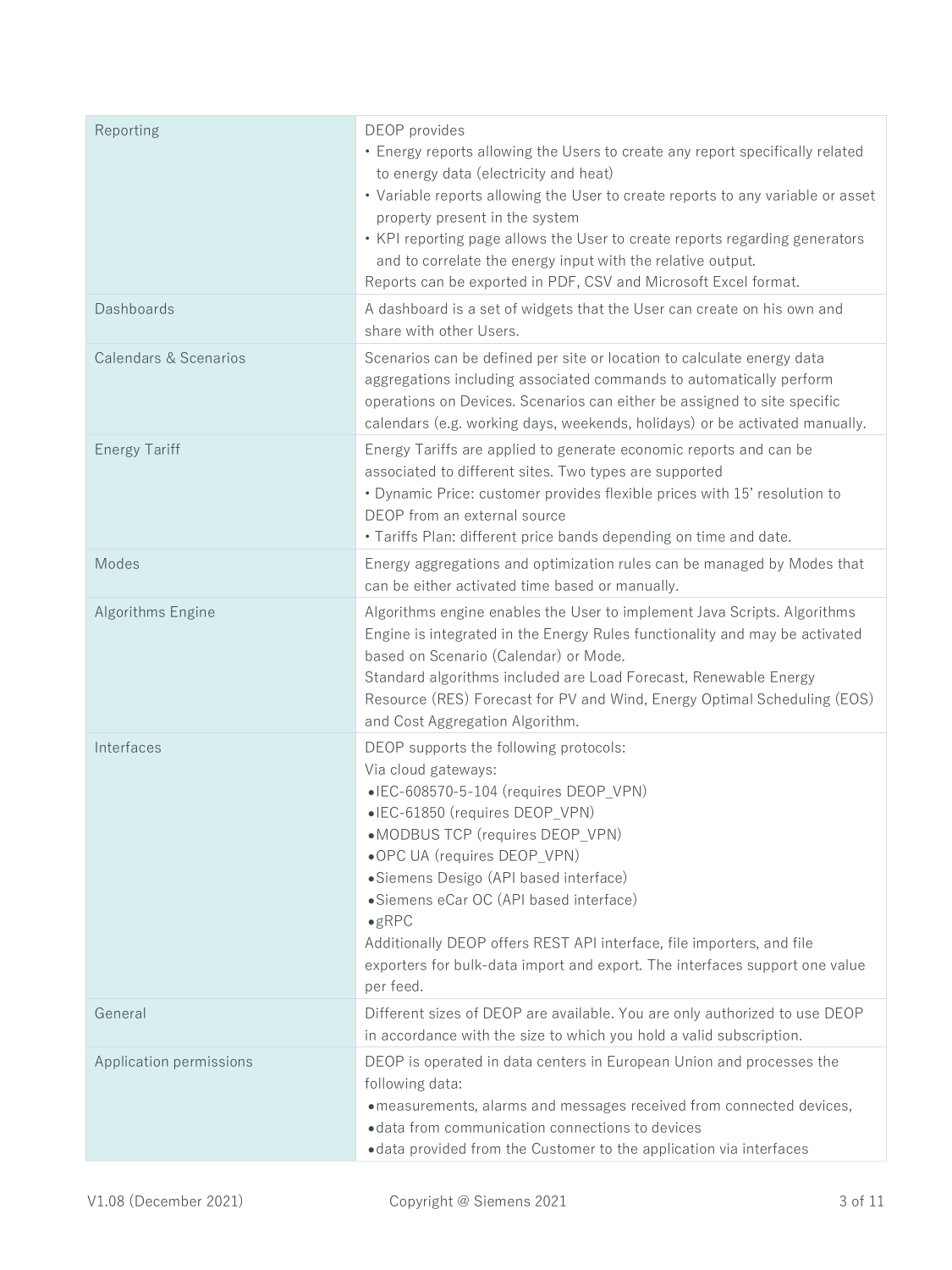| | |
|---|---|
| Reporting | DEOP provides<br>• Energy reports allowing the Users to create any report specifically related to energy data (electricity and heat)<br>• Variable reports allowing the User to create reports to any variable or asset property present in the system<br>• KPI reporting page allows the User to create reports regarding generators and to correlate the energy input with the relative output.<br>Reports can be exported in PDF, CSV and Microsoft Excel format. |
| Dashboards | A dashboard is a set of widgets that the User can create on his own and share with other Users. |
| Calendars & Scenarios | Scenarios can be defined per site or location to calculate energy data aggregations including associated commands to automatically perform operations on Devices. Scenarios can either be assigned to site specific calendars (e.g. working days, weekends, holidays) or be activated manually. |
| Energy Tariff | Energy Tariffs are applied to generate economic reports and can be associated to different sites. Two types are supported<br>• Dynamic Price: customer provides flexible prices with 15' resolution to DEOP from an external source<br>• Tariffs Plan: different price bands depending on time and date. |
| Modes | Energy aggregations and optimization rules can be managed by Modes that can be either activated time based or manually. |
| Algorithms Engine | Algorithms engine enables the User to implement Java Scripts. Algorithms Engine is integrated in the Energy Rules functionality and may be activated based on Scenario (Calendar) or Mode.<br>Standard algorithms included are Load Forecast, Renewable Energy Resource (RES) Forecast for PV and Wind, Energy Optimal Scheduling (EOS) and Cost Aggregation Algorithm. |
| Interfaces | DEOP supports the following protocols:<br>Via cloud gateways:<br>• IEC-608570-5-104 (requires DEOP_VPN)<br>• IEC-61850 (requires DEOP_VPN)<br>• MODBUS TCP (requires DEOP_VPN)<br>• OPC UA (requires DEOP_VPN)<br>• Siemens Desigo (API based interface)<br>• Siemens eCar OC (API based interface)<br>• gRPC<br>Additionally DEOP offers REST API interface, file importers, and file exporters for bulk-data import and export. The interfaces support one value per feed. |
| General | Different sizes of DEOP are available. You are only authorized to use DEOP in accordance with the size to which you hold a valid subscription. |
| Application permissions | DEOP is operated in data centers in European Union and processes the following data:<br>• measurements, alarms and messages received from connected devices,<br>• data from communication connections to devices<br>• data provided from the Customer to the application via interfaces |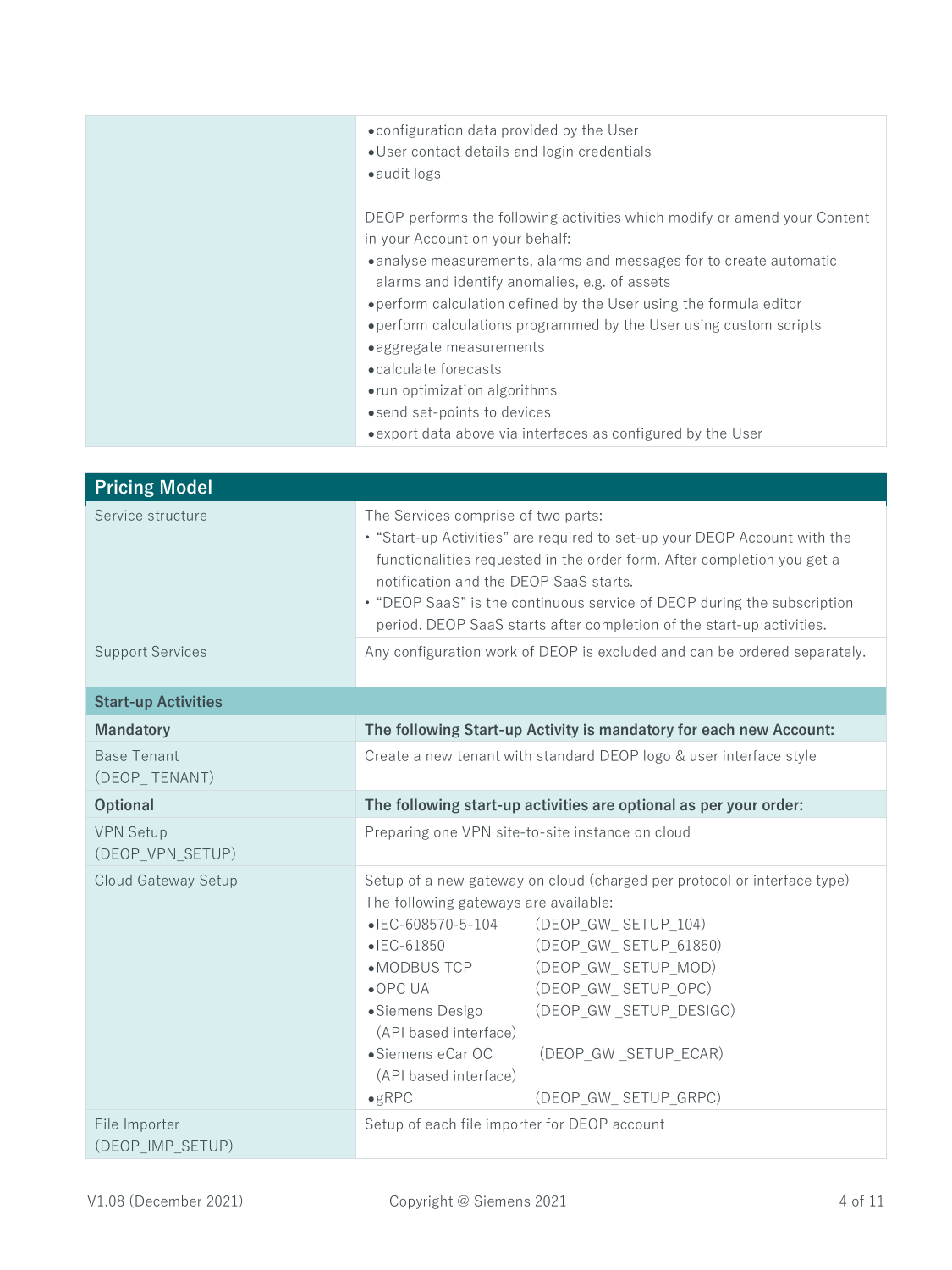| | |
|---|---|
| | • configuration data provided by the User<br>• User contact details and login credentials<br>• audit logs<br><br>DEOP performs the following activities which modify or amend your Content in your Account on your behalf:<br>• analyse measurements, alarms and messages for to create automatic alarms and identify anomalies, e.g. of assets<br>• perform calculation defined by the User using the formula editor<br>• perform calculations programmed by the User using custom scripts<br>• aggregate measurements<br>• calculate forecasts<br>• run optimization algorithms<br>• send set-points to devices<br>• export data above via interfaces as configured by the User |

| **Pricing Model** | |
|---|---|
| Service structure | The Services comprise of two parts:<br>• "Start-up Activities" are required to set-up your DEOP Account with the functionalities requested in the order form. After completion you get a notification and the DEOP SaaS starts.<br>• "DEOP SaaS" is the continuous service of DEOP during the subscription period. DEOP SaaS starts after completion of the start-up activities. |
| Support Services | Any configuration work of DEOP is excluded and can be ordered separately. |
| **Start-up Activities** | |
| **Mandatory** | **The following Start-up Activity is mandatory for each new Account:** |
| Base Tenant (DEOP_ TENANT) | Create a new tenant with standard DEOP logo & user interface style |
| **Optional** | **The following start-up activities are optional as per your order:** |
| VPN Setup (DEOP_VPN_SETUP) | Preparing one VPN site-to-site instance on cloud |
| Cloud Gateway Setup | Setup of a new gateway on cloud (charged per protocol or interface type)<br>The following gateways are available:<br>• IEC-608570-5-104 (DEOP_GW_ SETUP_104)<br>• IEC-61850 (DEOP_GW_ SETUP_61850)<br>• MODBUS TCP (DEOP_GW_ SETUP_MOD)<br>• OPC UA (DEOP_GW_ SETUP_OPC)<br>• Siemens Desigo (API based interface) (DEOP_GW _SETUP_DESIGO)<br>• Siemens eCar OC (API based interface) (DEOP_GW _SETUP_ECAR)<br>• gRPC (DEOP_GW_ SETUP_GRPC) |
| File Importer (DEOP_IMP_SETUP) | Setup of each file importer for DEOP account |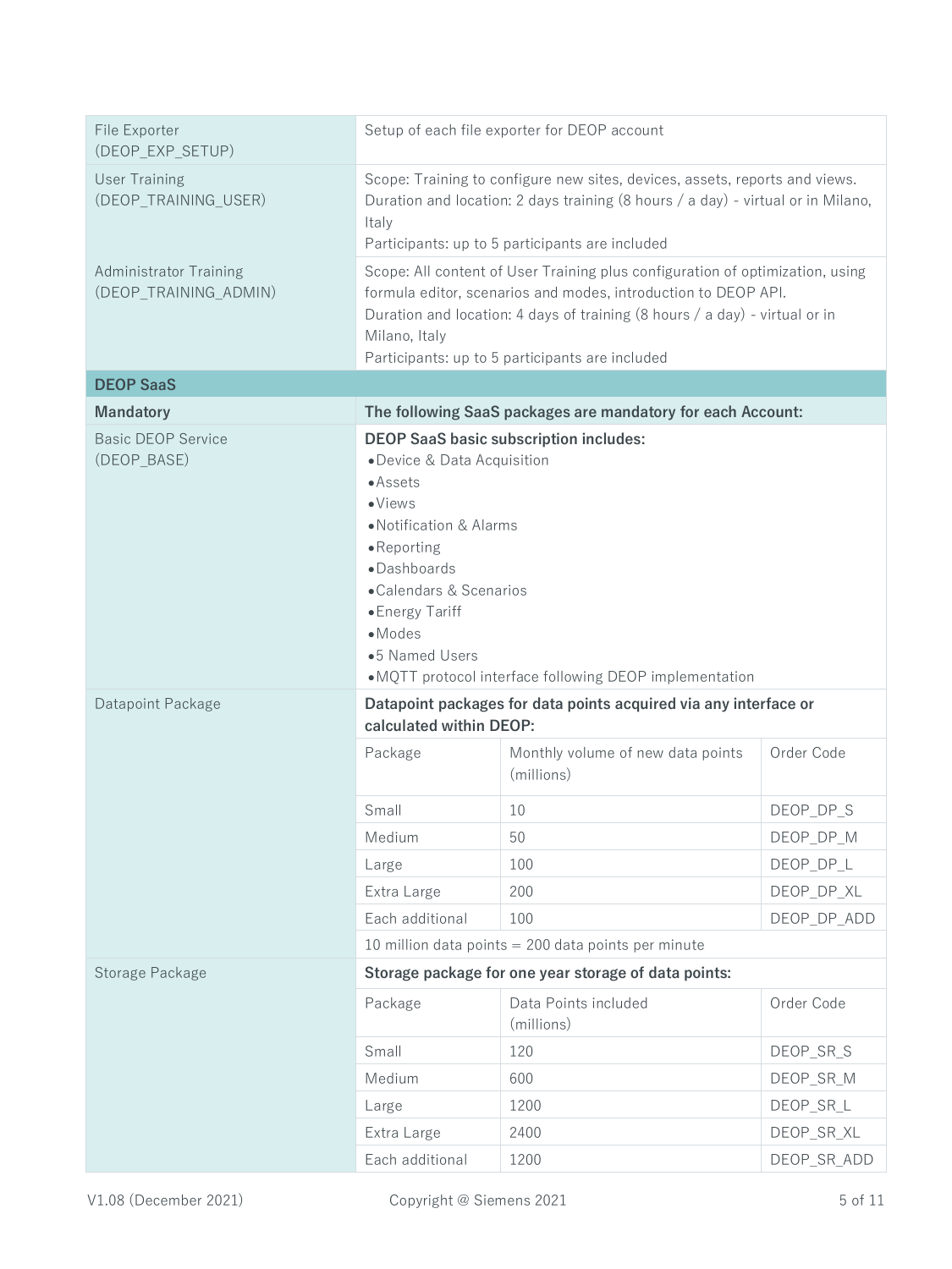| | |
|---|---|
| File Exporter (DEOP_EXP_SETUP) | Setup of each file exporter for DEOP account |
| User Training (DEOP_TRAINING_USER) | Scope: Training to configure new sites, devices, assets, reports and views.<br>Duration and location: 2 days training (8 hours / a day) - virtual or in Milano, Italy<br>Participants: up to 5 participants are included |
| Administrator Training (DEOP_TRAINING_ADMIN) | Scope: All content of User Training plus configuration of optimization, using formula editor, scenarios and modes, introduction to DEOP API.<br>Duration and location: 4 days of training (8 hours / a day) - virtual or in Milano, Italy<br>Participants: up to 5 participants are included |
| **DEOP SaaS** | |
| **Mandatory** | **The following SaaS packages are mandatory for each Account:** |
| Basic DEOP Service (DEOP_BASE) | **DEOP SaaS basic subscription includes:**<br>• Device & Data Acquisition<br>• Assets<br>• Views<br>• Notification & Alarms<br>• Reporting<br>• Dashboards<br>• Calendars & Scenarios<br>• Energy Tariff<br>• Modes<br>• 5 Named Users<br>• MQTT protocol interface following DEOP implementation |
| Datapoint Package | **Datapoint packages for data points acquired via any interface or calculated within DEOP:** |
| Storage Package | **Storage package for one year storage of data points:** |

**Datapoint Package**

| Package | Monthly volume of new data points (millions) | Order Code |
|---|---|---|
| Small | 10 | DEOP_DP_S |
| Medium | 50 | DEOP_DP_M |
| Large | 100 | DEOP_DP_L |
| Extra Large | 200 | DEOP_DP_XL |
| Each additional | 100 | DEOP_DP_ADD |

10 million data points = 200 data points per minute

**Storage Package**

| Package | Data Points included (millions) | Order Code |
|---|---|---|
| Small | 120 | DEOP_SR_S |
| Medium | 600 | DEOP_SR_M |
| Large | 1200 | DEOP_SR_L |
| Extra Large | 2400 | DEOP_SR_XL |
| Each additional | 1200 | DEOP_SR_ADD |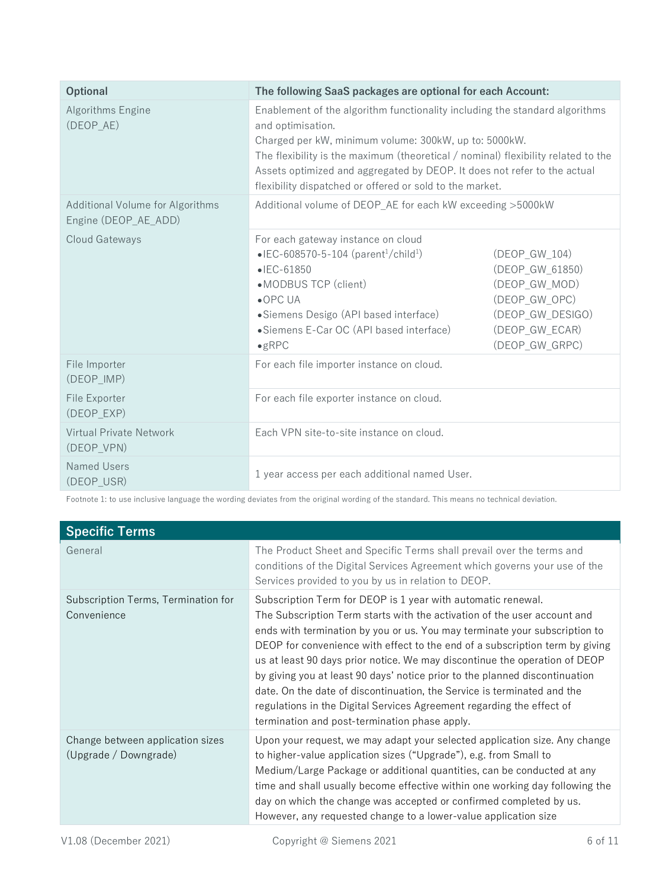| Optional | The following SaaS packages are optional for each Account: |
|---|---|
| Algorithms Engine (DEOP_AE) | Enablement of the algorithm functionality including the standard algorithms and optimisation.<br>Charged per kW, minimum volume: 300kW, up to: 5000kW.<br>The flexibility is the maximum (theoretical / nominal) flexibility related to the Assets optimized and aggregated by DEOP. It does not refer to the actual flexibility dispatched or offered or sold to the market. |
| Additional Volume for Algorithms Engine (DEOP_AE_ADD) | Additional volume of DEOP_AE for each kW exceeding >5000kW |
| Cloud Gateways | For each gateway instance on cloud<br>•IEC-608570-5-104 (parent[1]/child[1]) (DEOP_GW_104)<br>•IEC-61850 (DEOP_GW_61850)<br>•MODBUS TCP (client) (DEOP_GW_MOD)<br>•OPC UA (DEOP_GW_OPC)<br>•Siemens Desigo (API based interface) (DEOP_GW_DESIGO)<br>•Siemens E-Car OC (API based interface) (DEOP_GW_ECAR)<br>•gRPC (DEOP_GW_GRPC) |
| File Importer (DEOP_IMP) | For each file importer instance on cloud. |
| File Exporter (DEOP_EXP) | For each file exporter instance on cloud. |
| Virtual Private Network (DEOP_VPN) | Each VPN site-to-site instance on cloud. |
| Named Users (DEOP_USR) | 1 year access per each additional named User. |

Footnote 1: to use inclusive language the wording deviates from the original wording of the standard. This means no technical deviation.

| Specific Terms | |
|---|---|
| General | The Product Sheet and Specific Terms shall prevail over the terms and conditions of the Digital Services Agreement which governs your use of the Services provided to you by us in relation to DEOP. |
| Subscription Terms, Termination for Convenience | Subscription Term for DEOP is 1 year with automatic renewal.<br>The Subscription Term starts with the activation of the user account and ends with termination by you or us. You may terminate your subscription to DEOP for convenience with effect to the end of a subscription term by giving us at least 90 days prior notice. We may discontinue the operation of DEOP by giving you at least 90 days' notice prior to the planned discontinuation date. On the date of discontinuation, the Service is terminated and the regulations in the Digital Services Agreement regarding the effect of termination and post-termination phase apply. |
| Change between application sizes (Upgrade / Downgrade) | Upon your request, we may adapt your selected application size. Any change to higher-value application sizes ("Upgrade"), e.g. from Small to Medium/Large Package or additional quantities, can be conducted at any time and shall usually become effective within one working day following the day on which the change was accepted or confirmed completed by us. However, any requested change to a lower-value application size |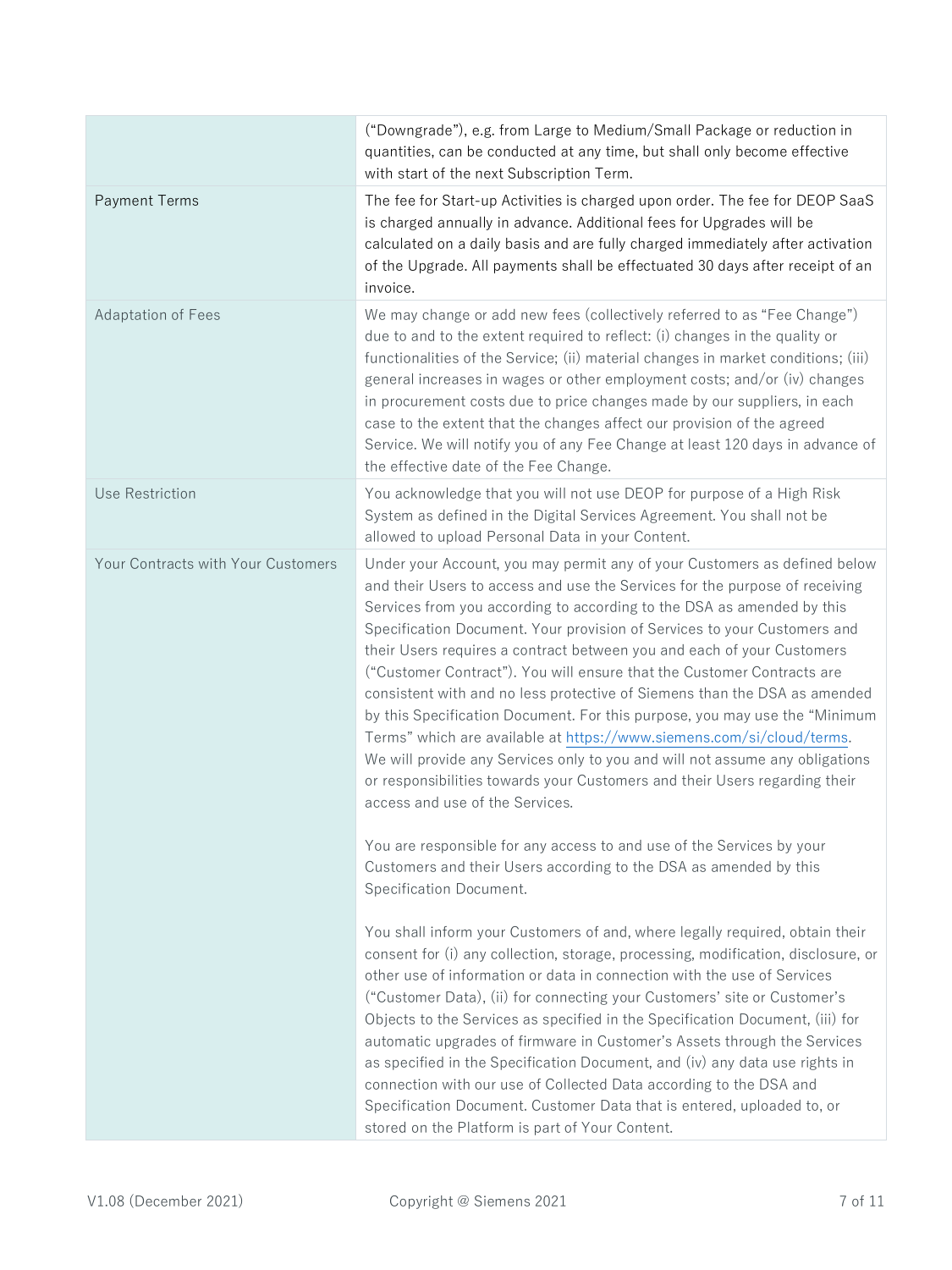| | |
|---|---|
| | ("Downgrade"), e.g. from Large to Medium/Small Package or reduction in quantities, can be conducted at any time, but shall only become effective with start of the next Subscription Term. |
| Payment Terms | The fee for Start-up Activities is charged upon order. The fee for DEOP SaaS is charged annually in advance. Additional fees for Upgrades will be calculated on a daily basis and are fully charged immediately after activation of the Upgrade. All payments shall be effectuated 30 days after receipt of an invoice. |
| Adaptation of Fees | We may change or add new fees (collectively referred to as "Fee Change") due to and to the extent required to reflect: (i) changes in the quality or functionalities of the Service; (ii) material changes in market conditions; (iii) general increases in wages or other employment costs; and/or (iv) changes in procurement costs due to price changes made by our suppliers, in each case to the extent that the changes affect our provision of the agreed Service. We will notify you of any Fee Change at least 120 days in advance of the effective date of the Fee Change. |
| Use Restriction | You acknowledge that you will not use DEOP for purpose of a High Risk System as defined in the Digital Services Agreement. You shall not be allowed to upload Personal Data in your Content. |
| Your Contracts with Your Customers | Under your Account, you may permit any of your Customers as defined below and their Users to access and use the Services for the purpose of receiving Services from you according to according to the DSA as amended by this Specification Document. Your provision of Services to your Customers and their Users requires a contract between you and each of your Customers ("Customer Contract"). You will ensure that the Customer Contracts are consistent with and no less protective of Siemens than the DSA as amended by this Specification Document. For this purpose, you may use the "Minimum Terms" which are available at [https://www.siemens.com/si/cloud/terms](https://www.siemens.com/si/cloud/terms). We will provide any Services only to you and will not assume any obligations or responsibilities towards your Customers and their Users regarding their access and use of the Services.<br><br>You are responsible for any access to and use of the Services by your Customers and their Users according to the DSA as amended by this Specification Document.<br><br>You shall inform your Customers of and, where legally required, obtain their consent for (i) any collection, storage, processing, modification, disclosure, or other use of information or data in connection with the use of Services ("Customer Data"), (ii) for connecting your Customers' site or Customer's Objects to the Services as specified in the Specification Document, (iii) for automatic upgrades of firmware in Customer's Assets through the Services as specified in the Specification Document, and (iv) any data use rights in connection with our use of Collected Data according to the DSA and Specification Document. Customer Data that is entered, uploaded to, or stored on the Platform is part of Your Content. |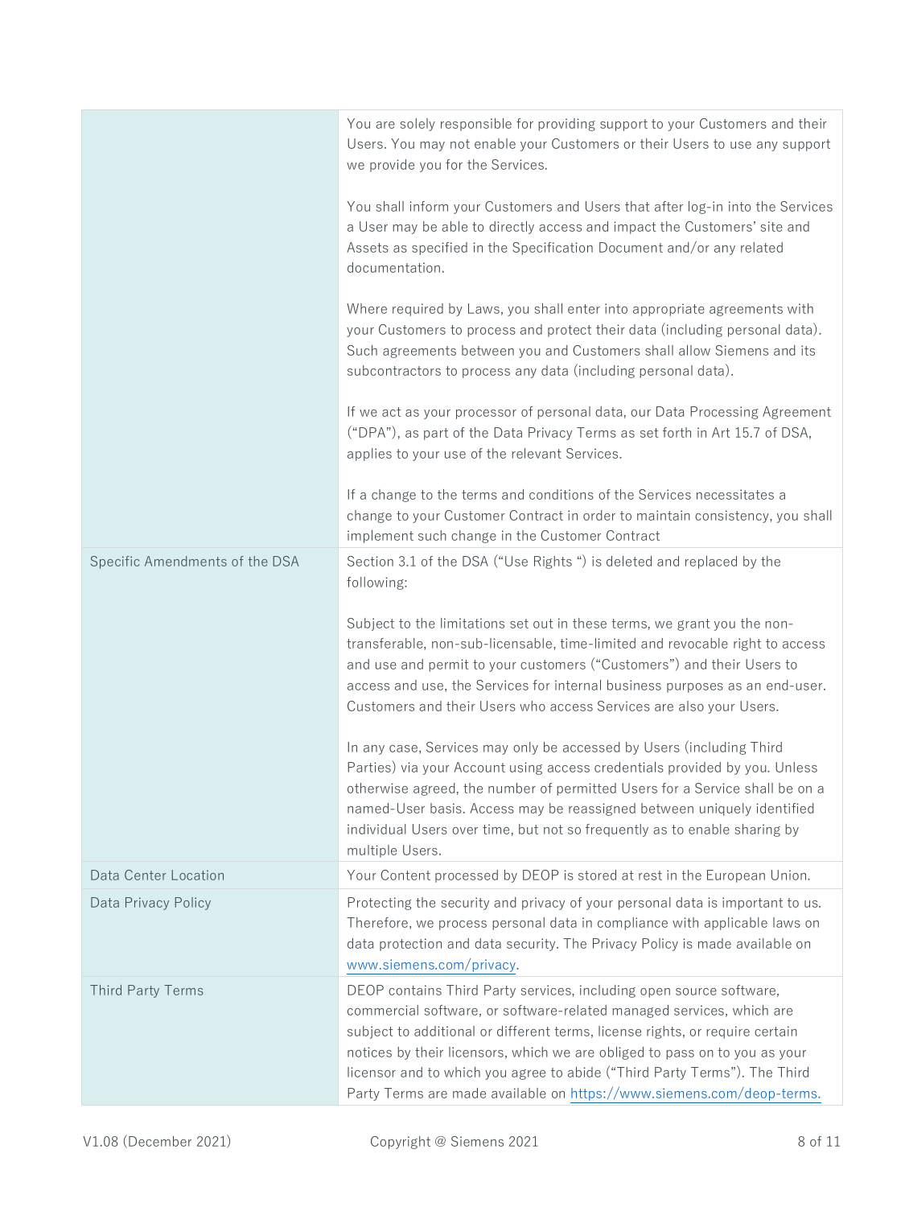| | |
|---|---|
| | You are solely responsible for providing support to your Customers and their Users. You may not enable your Customers or their Users to use any support we provide you for the Services.<br><br>You shall inform your Customers and Users that after log-in into the Services a User may be able to directly access and impact the Customers' site and Assets as specified in the Specification Document and/or any related documentation.<br><br>Where required by Laws, you shall enter into appropriate agreements with your Customers to process and protect their data (including personal data). Such agreements between you and Customers shall allow Siemens and its subcontractors to process any data (including personal data).<br><br>If we act as your processor of personal data, our Data Processing Agreement ("DPA"), as part of the Data Privacy Terms as set forth in Art 15.7 of DSA, applies to your use of the relevant Services.<br><br>If a change to the terms and conditions of the Services necessitates a change to your Customer Contract in order to maintain consistency, you shall implement such change in the Customer Contract |
| Specific Amendments of the DSA | Section 3.1 of the DSA ("Use Rights ") is deleted and replaced by the following:<br><br>Subject to the limitations set out in these terms, we grant you the non-transferable, non-sub-licensable, time-limited and revocable right to access and use and permit to your customers ("Customers") and their Users to access and use, the Services for internal business purposes as an end-user. Customers and their Users who access Services are also your Users.<br><br>In any case, Services may only be accessed by Users (including Third Parties) via your Account using access credentials provided by you. Unless otherwise agreed, the number of permitted Users for a Service shall be on a named-User basis. Access may be reassigned between uniquely identified individual Users over time, but not so frequently as to enable sharing by multiple Users. |
| Data Center Location | Your Content processed by DEOP is stored at rest in the European Union. |
| Data Privacy Policy | Protecting the security and privacy of your personal data is important to us. Therefore, we process personal data in compliance with applicable laws on data protection and data security. The Privacy Policy is made available on [www.siemens.com/privacy](www.siemens.com/privacy). |
| Third Party Terms | DEOP contains Third Party services, including open source software, commercial software, or software-related managed services, which are subject to additional or different terms, license rights, or require certain notices by their licensors, which we are obliged to pass on to you as your licensor and to which you agree to abide ("Third Party Terms"). The Third Party Terms are made available on [https://www.siemens.com/deop-terms.](https://www.siemens.com/deop-terms) |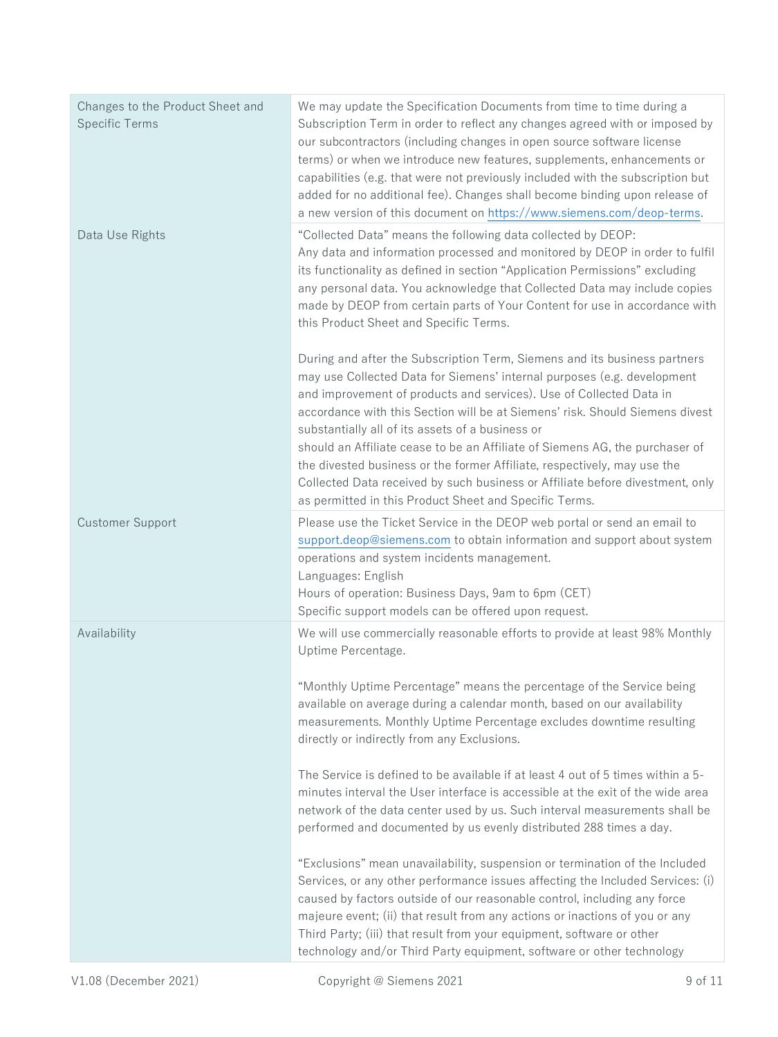| | |
|---|---|
| Changes to the Product Sheet and Specific Terms | We may update the Specification Documents from time to time during a Subscription Term in order to reflect any changes agreed with or imposed by our subcontractors (including changes in open source software license terms) or when we introduce new features, supplements, enhancements or capabilities (e.g. that were not previously included with the subscription but added for no additional fee). Changes shall become binding upon release of a new version of this document on https://www.siemens.com/deop-terms. |
| Data Use Rights | "Collected Data" means the following data collected by DEOP:<br>Any data and information processed and monitored by DEOP in order to fulfil its functionality as defined in section "Application Permissions" excluding any personal data. You acknowledge that Collected Data may include copies made by DEOP from certain parts of Your Content for use in accordance with this Product Sheet and Specific Terms.<br><br>During and after the Subscription Term, Siemens and its business partners may use Collected Data for Siemens' internal purposes (e.g. development and improvement of products and services). Use of Collected Data in accordance with this Section will be at Siemens' risk. Should Siemens divest substantially all of its assets of a business or should an Affiliate cease to be an Affiliate of Siemens AG, the purchaser of the divested business or the former Affiliate, respectively, may use the Collected Data received by such business or Affiliate before divestment, only as permitted in this Product Sheet and Specific Terms. |
| Customer Support | Please use the Ticket Service in the DEOP web portal or send an email to support.deop@siemens.com to obtain information and support about system operations and system incidents management.<br>Languages: English<br>Hours of operation: Business Days, 9am to 6pm (CET)<br>Specific support models can be offered upon request. |
| Availability | We will use commercially reasonable efforts to provide at least 98% Monthly Uptime Percentage.<br><br>"Monthly Uptime Percentage" means the percentage of the Service being available on average during a calendar month, based on our availability measurements. Monthly Uptime Percentage excludes downtime resulting directly or indirectly from any Exclusions.<br><br>The Service is defined to be available if at least 4 out of 5 times within a 5-minutes interval the User interface is accessible at the exit of the wide area network of the data center used by us. Such interval measurements shall be performed and documented by us evenly distributed 288 times a day.<br><br>"Exclusions" mean unavailability, suspension or termination of the Included Services, or any other performance issues affecting the Included Services: (i) caused by factors outside of our reasonable control, including any force majeure event; (ii) that result from any actions or inactions of you or any Third Party; (iii) that result from your equipment, software or other technology and/or Third Party equipment, software or other technology |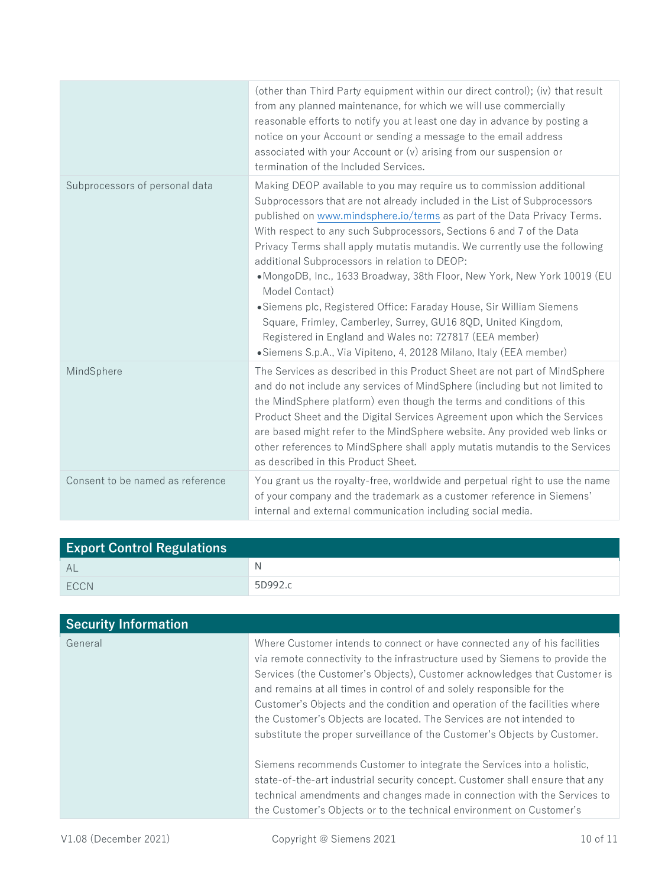| | |
|---|---|
| | (other than Third Party equipment within our direct control); (iv) that result from any planned maintenance, for which we will use commercially reasonable efforts to notify you at least one day in advance by posting a notice on your Account or sending a message to the email address associated with your Account or (v) arising from our suspension or termination of the Included Services. |
| Subprocessors of personal data | Making DEOP available to you may require us to commission additional Subprocessors that are not already included in the List of Subprocessors published on www.mindsphere.io/terms as part of the Data Privacy Terms. With respect to any such Subprocessors, Sections 6 and 7 of the Data Privacy Terms shall apply mutatis mutandis. We currently use the following additional Subprocessors in relation to DEOP:<br>• MongoDB, Inc., 1633 Broadway, 38th Floor, New York, New York 10019 (EU Model Contact)<br>• Siemens plc, Registered Office: Faraday House, Sir William Siemens Square, Frimley, Camberley, Surrey, GU16 8QD, United Kingdom, Registered in England and Wales no: 727817 (EEA member)<br>• Siemens S.p.A., Via Vipiteno, 4, 20128 Milano, Italy (EEA member) |
| MindSphere | The Services as described in this Product Sheet are not part of MindSphere and do not include any services of MindSphere (including but not limited to the MindSphere platform) even though the terms and conditions of this Product Sheet and the Digital Services Agreement upon which the Services are based might refer to the MindSphere website. Any provided web links or other references to MindSphere shall apply mutatis mutandis to the Services as described in this Product Sheet. |
| Consent to be named as reference | You grant us the royalty-free, worldwide and perpetual right to use the name of your company and the trademark as a customer reference in Siemens' internal and external communication including social media. |

| Export Control Regulations | |
|---|---|
| AL | N |
| ECCN | 5D992.c |

| Security Information | |
|---|---|
| General | Where Customer intends to connect or have connected any of his facilities via remote connectivity to the infrastructure used by Siemens to provide the Services (the Customer's Objects), Customer acknowledges that Customer is and remains at all times in control of and solely responsible for the Customer's Objects and the condition and operation of the facilities where the Customer's Objects are located. The Services are not intended to substitute the proper surveillance of the Customer's Objects by Customer.<br><br>Siemens recommends Customer to integrate the Services into a holistic, state-of-the-art industrial security concept. Customer shall ensure that any technical amendments and changes made in connection with the Services to the Customer's Objects or to the technical environment on Customer's |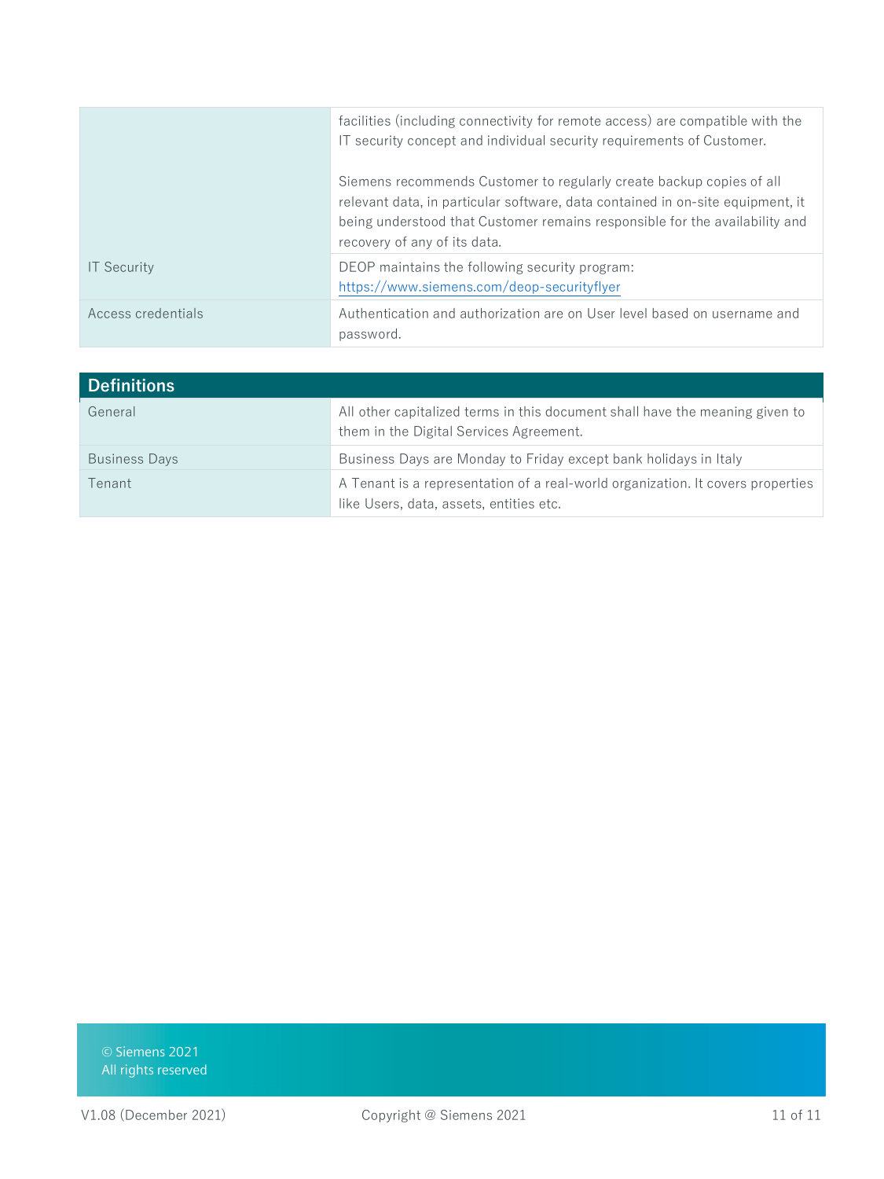| | |
|---|---|
| | facilities (including connectivity for remote access) are compatible with the IT security concept and individual security requirements of Customer.<br><br>Siemens recommends Customer to regularly create backup copies of all relevant data, in particular software, data contained in on-site equipment, it being understood that Customer remains responsible for the availability and recovery of any of its data. |
| IT Security | DEOP maintains the following security program: [https://www.siemens.com/deop-securityflyer](https://www.siemens.com/deop-securityflyer) |
| Access credentials | Authentication and authorization are on User level based on username and password. |

| Definitions | |
|---|---|
| General | All other capitalized terms in this document shall have the meaning given to them in the Digital Services Agreement. |
| Business Days | Business Days are Monday to Friday except bank holidays in Italy |
| Tenant | A Tenant is a representation of a real-world organization. It covers properties like Users, data, assets, entities etc. |

© Siemens 2021
All rights reserved

V1.08 (December 2021)